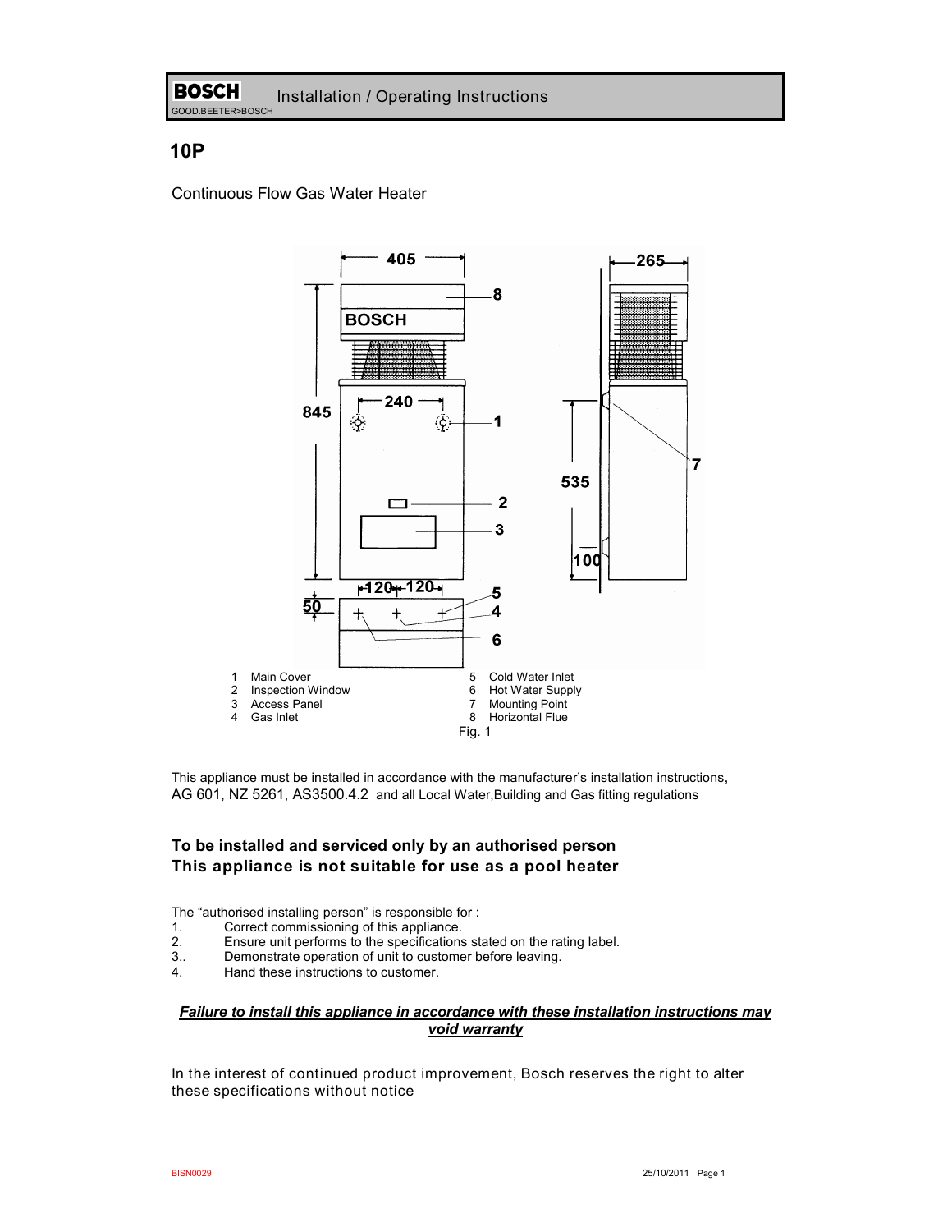BOSCH Installation / Operating Instructions

GOOD.BEETER>BOSCH

# 10P

Continuous Flow Gas Water Heater

1 Main Cover
2 Inspection Window
3 Access Panel
4 Gas Inlet
5 Cold Water Inlet
6 Hot Water Supply
7 Mounting Point
8 Horizontal Flue

Fig. 1

This appliance must be installed in accordance with the manufacturer's installation instructions, AG 601, NZ 5261, AS3500.4.2 and all Local Water,Building and Gas fitting regulations

**To be installed and serviced only by an authorised person**
**This appliance is not suitable for use as a pool heater**

The "authorised installing person" is responsible for :

1. Correct commissioning of this appliance.
2. Ensure unit performs to the specifications stated on the rating label.
3. Demonstrate operation of unit to customer before leaving.
4. Hand these instructions to customer.

***Failure to install this appliance in accordance with these installation instructions may void warranty***

In the interest of continued product improvement, Bosch reserves the right to alter these specifications without notice

BISN0029 25/10/2011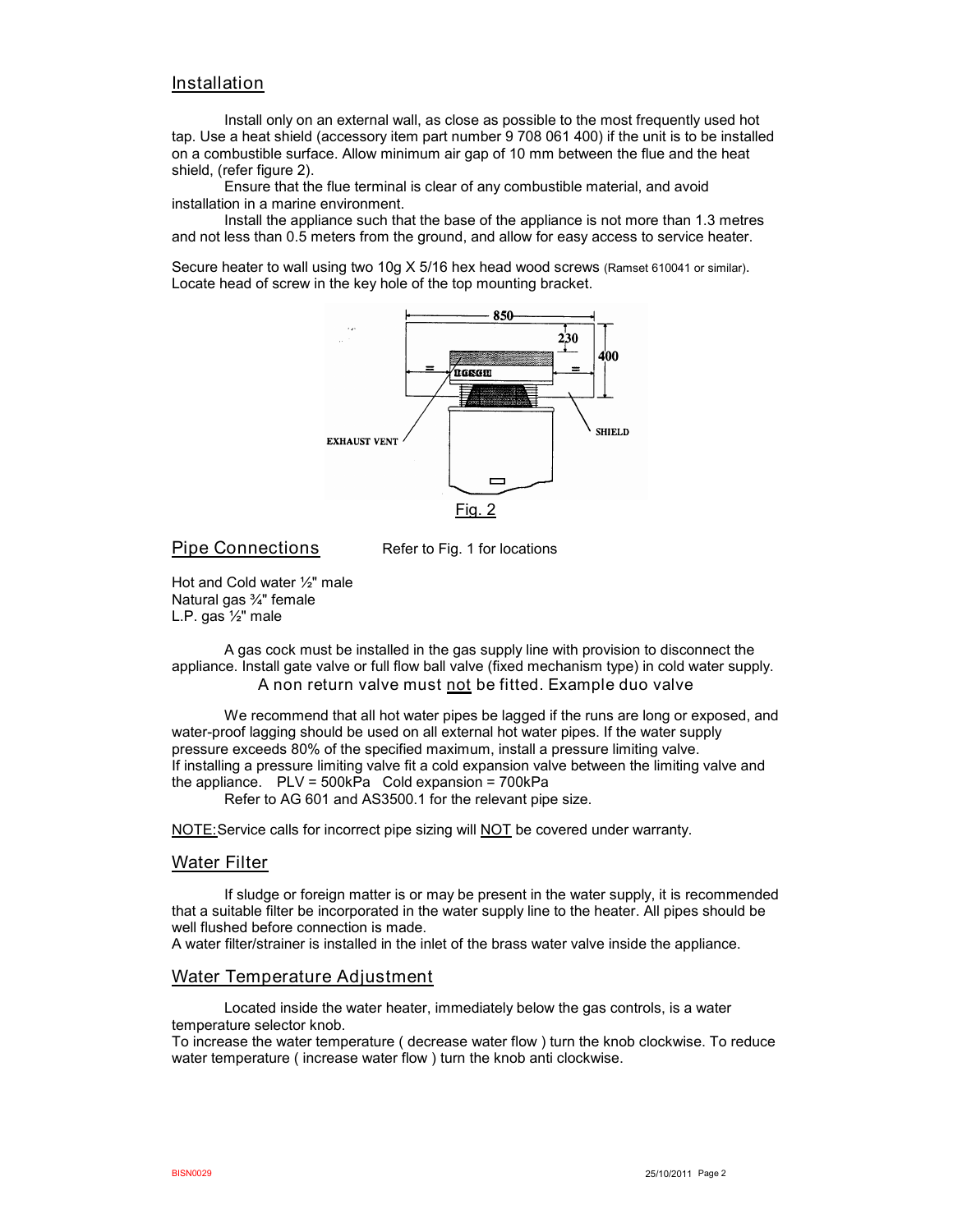## Installation

Install only on an external wall, as close as possible to the most frequently used hot tap. Use a heat shield (accessory item part number 9 708 061 400) if the unit is to be installed on a combustible surface. Allow minimum air gap of 10 mm between the flue and the heat shield, (refer figure 2).

Ensure that the flue terminal is clear of any combustible material, and avoid installation in a marine environment.

Install the appliance such that the base of the appliance is not more than 1.3 metres and not less than 0.5 meters from the ground, and allow for easy access to service heater.

Secure heater to wall using two 10g X 5/16 hex head wood screws (Ramset 610041 or similar). Locate head of screw in the key hole of the top mounting bracket.

Fig. 2

## Pipe Connections

Refer to Fig. 1 for locations

Hot and Cold water ½" male
Natural gas ¾" female
L.P. gas ½" male

A gas cock must be installed in the gas supply line with provision to disconnect the appliance. Install gate valve or full flow ball valve (fixed mechanism type) in cold water supply.

A non return valve must not be fitted. Example duo valve

We recommend that all hot water pipes be lagged if the runs are long or exposed, and water-proof lagging should be used on all external hot water pipes. If the water supply pressure exceeds 80% of the specified maximum, install a pressure limiting valve. If installing a pressure limiting valve fit a cold expansion valve between the limiting valve and the appliance. PLV = 500kPa Cold expansion = 700kPa

Refer to AG 601 and AS3500.1 for the relevant pipe size.

NOTE: Service calls for incorrect pipe sizing will NOT be covered under warranty.

## Water Filter

If sludge or foreign matter is or may be present in the water supply, it is recommended that a suitable filter be incorporated in the water supply line to the heater. All pipes should be well flushed before connection is made.

A water filter/strainer is installed in the inlet of the brass water valve inside the appliance.

## Water Temperature Adjustment

Located inside the water heater, immediately below the gas controls, is a water temperature selector knob.

To increase the water temperature ( decrease water flow ) turn the knob clockwise. To reduce water temperature ( increase water flow ) turn the knob anti clockwise.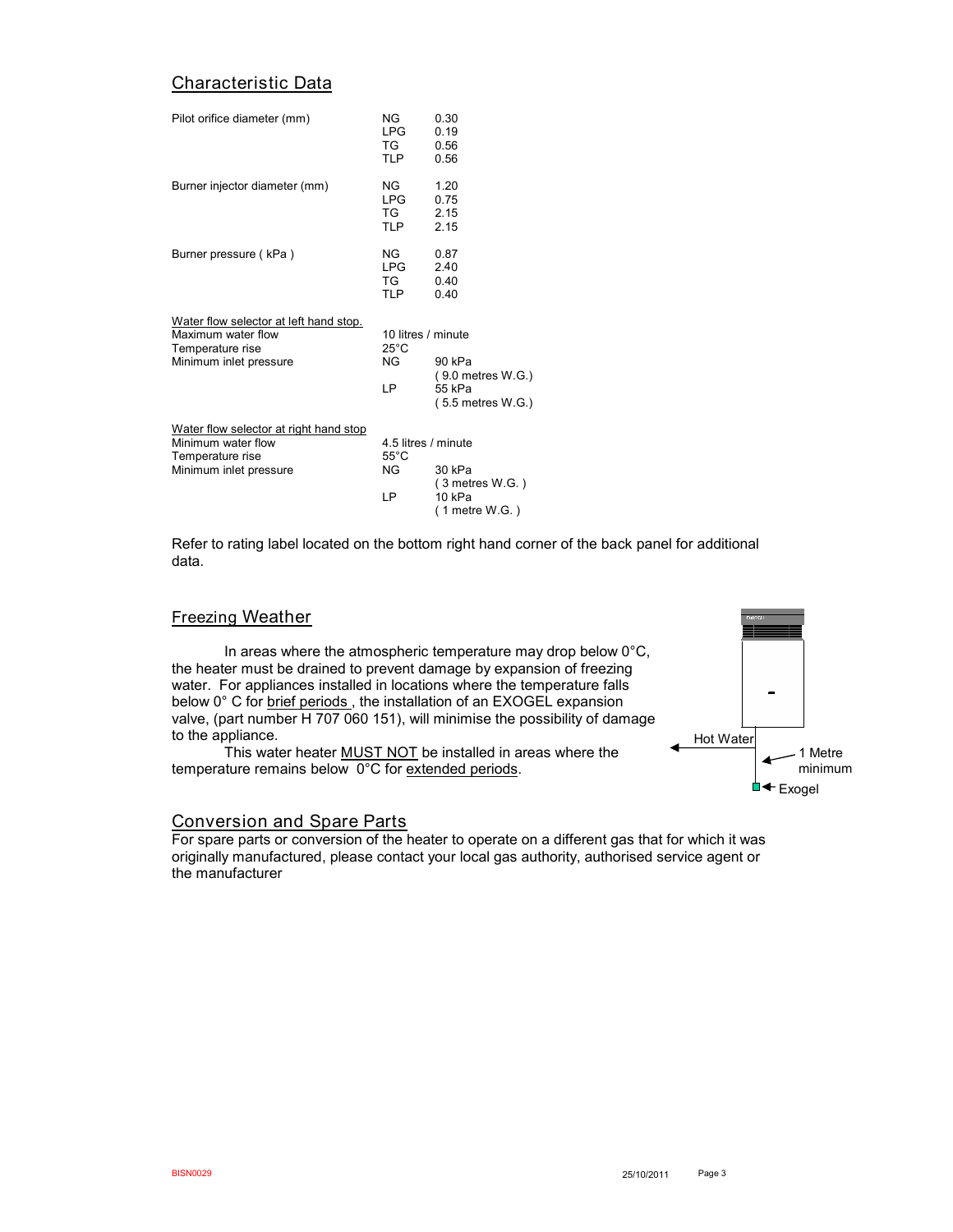## Characteristic Data

| | | |
|---|---|---|
| Pilot orifice diameter (mm) | NG | 0.30 |
| | LPG | 0.19 |
| | TG | 0.56 |
| | TLP | 0.56 |
| Burner injector diameter (mm) | NG | 1.20 |
| | LPG | 0.75 |
| | TG | 2.15 |
| | TLP | 2.15 |
| Burner pressure ( kPa ) | NG | 0.87 |
| | LPG | 2.40 |
| | TG | 0.40 |
| | TLP | 0.40 |

<u>Water flow selector at left hand stop.</u>

| | | |
|---|---|---|
| Maximum water flow | 10 litres / minute | |
| Temperature rise | 25°C | |
| Minimum inlet pressure | NG | 90 kPa ( 9.0 metres W.G.) |
| | LP | 55 kPa ( 5.5 metres W.G.) |

<u>Water flow selector at right hand stop</u>

| | | |
|---|---|---|
| Minimum water flow | 4.5 litres / minute | |
| Temperature rise | 55°C | |
| Minimum inlet pressure | NG | 30 kPa ( 3 metres W.G. ) |
| | LP | 10 kPa ( 1 metre W.G. ) |

Refer to rating label located on the bottom right hand corner of the back panel for additional data.

## Freezing Weather

In areas where the atmospheric temperature may drop below 0°C, the heater must be drained to prevent damage by expansion of freezing water. For appliances installed in locations where the temperature falls below 0° C for <u>brief periods</u> , the installation of an EXOGEL expansion valve, (part number H 707 060 151), will minimise the possibility of damage to the appliance.

This water heater <u>MUST NOT</u> be installed in areas where the temperature remains below 0°C for <u>extended periods</u>.

Hot Water

1 Metre minimum

Exogel

## Conversion and Spare Parts

For spare parts or conversion of the heater to operate on a different gas that for which it was originally manufactured, please contact your local gas authority, authorised service agent or the manufacturer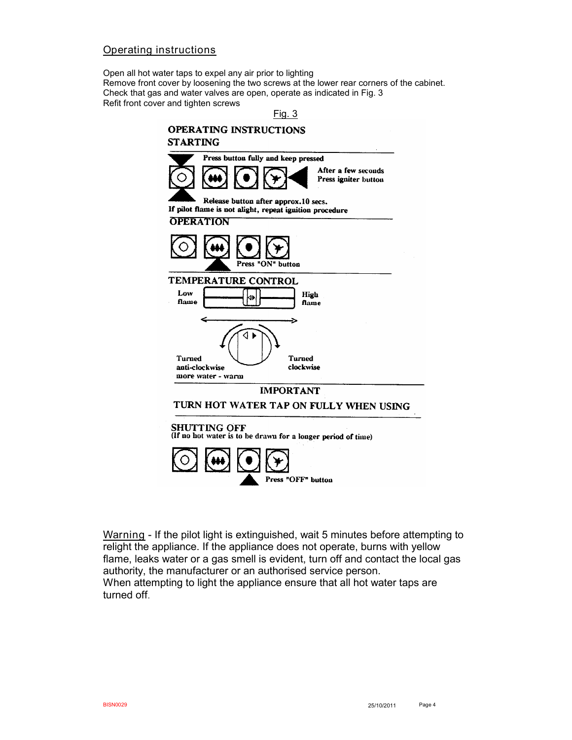## Operating instructions

Open all hot water taps to expel any air prior to lighting
Remove front cover by loosening the two screws at the lower rear corners of the cabinet.
Check that gas and water valves are open, operate as indicated in Fig. 3
Refit front cover and tighten screws

Fig. 3

**OPERATING INSTRUCTIONS**

**STARTING**

Press button fully and keep pressed

After a few seconds Press igniter button

Release button after approx.10 secs.
If pilot flame is not alight, repeat ignition procedure

**OPERATION**

Press "ON" button

**TEMPERATURE CONTROL**

Low flame — High flame

Turned anti-clockwise more water - warm — Turned clockwise

**IMPORTANT**

**TURN HOT WATER TAP ON FULLY WHEN USING**

**SHUTTING OFF**
(If no hot water is to be drawn for a longer period of time)

Press "OFF" button

Warning - If the pilot light is extinguished, wait 5 minutes before attempting to relight the appliance. If the appliance does not operate, burns with yellow flame, leaks water or a gas smell is evident, turn off and contact the local gas authority, the manufacturer or an authorised service person.
When attempting to light the appliance ensure that all hot water taps are turned off.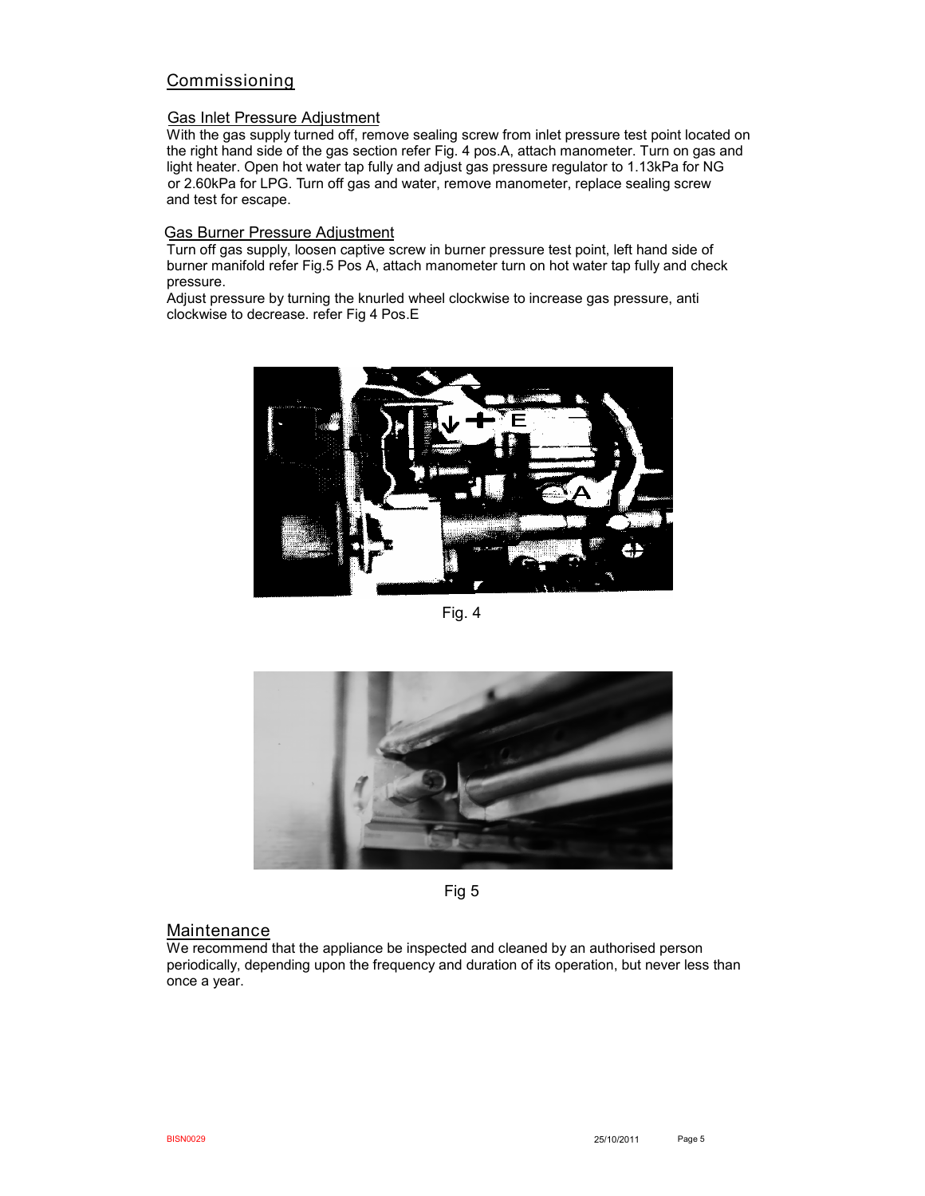## Commissioning

### Gas Inlet Pressure Adjustment

With the gas supply turned off, remove sealing screw from inlet pressure test point located on the right hand side of the gas section refer Fig. 4 pos.A, attach manometer. Turn on gas and light heater. Open hot water tap fully and adjust gas pressure regulator to 1.13kPa for NG or 2.60kPa for LPG. Turn off gas and water, remove manometer, replace sealing screw and test for escape.

### Gas Burner Pressure Adjustment

Turn off gas supply, loosen captive screw in burner pressure test point, left hand side of burner manifold refer Fig.5 Pos A, attach manometer turn on hot water tap fully and check pressure.

Adjust pressure by turning the knurled wheel clockwise to increase gas pressure, anti clockwise to decrease. refer Fig 4 Pos.E

Fig. 4

Fig 5

## Maintenance

We recommend that the appliance be inspected and cleaned by an authorised person periodically, depending upon the frequency and duration of its operation, but never less than once a year.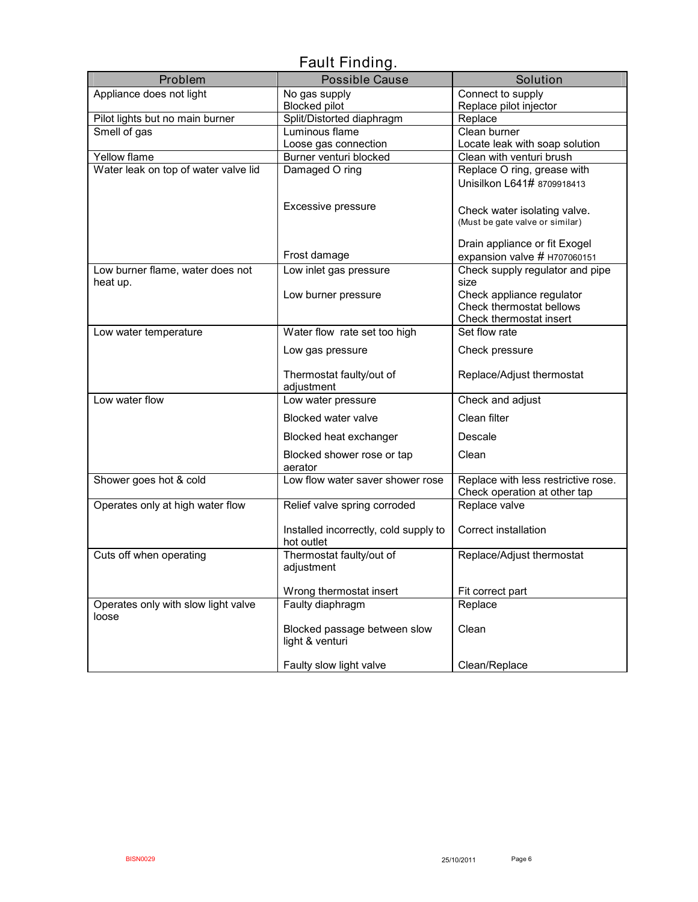# Fault Finding.

| Problem | Possible Cause | Solution |
|---|---|---|
| Appliance does not light | No gas supply<br>Blocked pilot | Connect to supply<br>Replace pilot injector |
| Pilot lights but no main burner | Split/Distorted diaphragm | Replace |
| Smell of gas | Luminous flame<br>Loose gas connection | Clean burner<br>Locate leak with soap solution |
| Yellow flame | Burner venturi blocked | Clean with venturi brush |
| Water leak on top of water valve lid | Damaged O ring<br><br>Excessive pressure<br><br>Frost damage | Replace O ring, grease with Unisilkon L641# 8709918413<br><br>Check water isolating valve. (Must be gate valve or similar)<br><br>Drain appliance or fit Exogel expansion valve # H707060151 |
| Low burner flame, water does not heat up. | Low inlet gas pressure<br><br>Low burner pressure | Check supply regulator and pipe size<br>Check appliance regulator<br>Check thermostat bellows<br>Check thermostat insert |
| Low water temperature | Water flow rate set too high<br><br>Low gas pressure<br><br>Thermostat faulty/out of adjustment | Set flow rate<br><br>Check pressure<br><br>Replace/Adjust thermostat |
| Low water flow | Low water pressure<br><br>Blocked water valve<br><br>Blocked heat exchanger<br><br>Blocked shower rose or tap aerator | Check and adjust<br><br>Clean filter<br><br>Descale<br><br>Clean |
| Shower goes hot & cold | Low flow water saver shower rose | Replace with less restrictive rose. Check operation at other tap |
| Operates only at high water flow | Relief valve spring corroded<br><br>Installed incorrectly, cold supply to hot outlet | Replace valve<br><br>Correct installation |
| Cuts off when operating | Thermostat faulty/out of adjustment<br><br>Wrong thermostat insert | Replace/Adjust thermostat<br><br>Fit correct part |
| Operates only with slow light valve loose | Faulty diaphragm<br><br>Blocked passage between slow light & venturi<br><br>Faulty slow light valve | Replace<br><br>Clean<br><br>Clean/Replace |

BISN0029 25/10/2011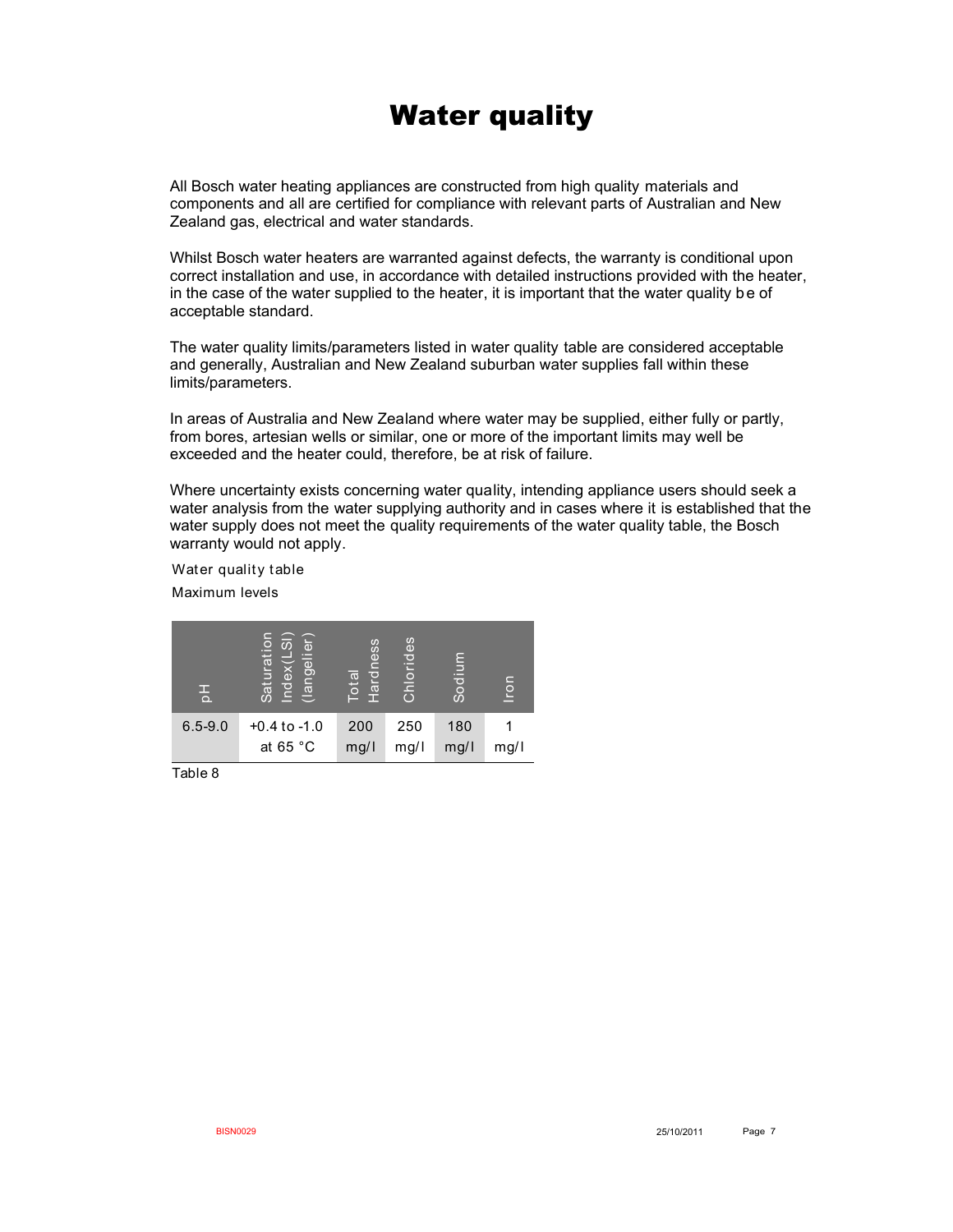# Water quality

All Bosch water heating appliances are constructed from high quality materials and components and all are certified for compliance with relevant parts of Australian and New Zealand gas, electrical and water standards.

Whilst Bosch water heaters are warranted against defects, the warranty is conditional upon correct installation and use, in accordance with detailed instructions provided with the heater, in the case of the water supplied to the heater, it is important that the water quality be of acceptable standard.

The water quality limits/parameters listed in water quality table are considered acceptable and generally, Australian and New Zealand suburban water supplies fall within these limits/parameters.

In areas of Australia and New Zealand where water may be supplied, either fully or partly, from bores, artesian wells or similar, one or more of the important limits may well be exceeded and the heater could, therefore, be at risk of failure.

Where uncertainty exists concerning water quality, intending appliance users should seek a water analysis from the water supplying authority and in cases where it is established that the water supply does not meet the quality requirements of the water quality table, the Bosch warranty would not apply.

Water quality table

Maximum levels

| pH | Saturation Index(LSI) (langelier) | Total Hardness | Chlorides | Sodium | Iron |
|---|---|---|---|---|---|
| 6.5-9.0 | +0.4 to -1.0 at 65 °C | 200 mg/l | 250 mg/l | 180 mg/l | 1 mg/l |

Table 8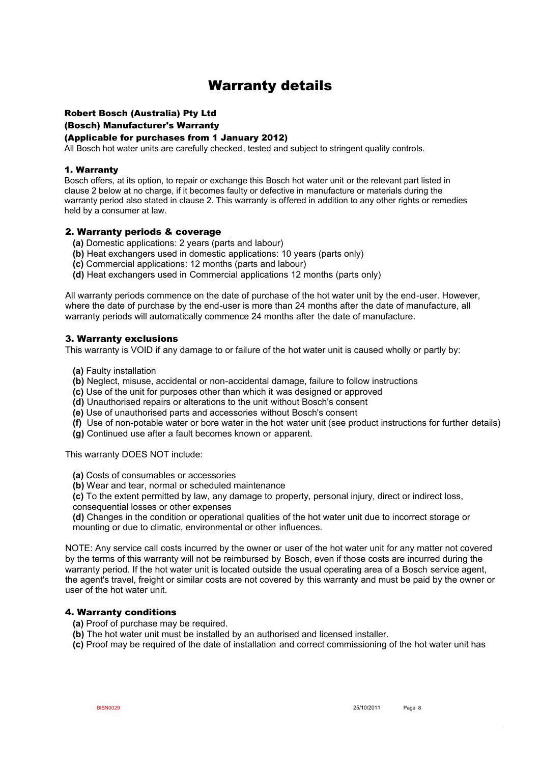# Warranty details

### Robert Bosch (Australia) Pty Ltd

### (Bosch) Manufacturer's Warranty

### (Applicable for purchases from 1 January 2012)

All Bosch hot water units are carefully checked, tested and subject to stringent quality controls.

### 1. Warranty

Bosch offers, at its option, to repair or exchange this Bosch hot water unit or the relevant part listed in clause 2 below at no charge, if it becomes faulty or defective in manufacture or materials during the warranty period also stated in clause 2. This warranty is offered in addition to any other rights or remedies held by a consumer at law.

### 2. Warranty periods & coverage

**(a)** Domestic applications: 2 years (parts and labour)
**(b)** Heat exchangers used in domestic applications: 10 years (parts only)
**(c)** Commercial applications: 12 months (parts and labour)
**(d)** Heat exchangers used in Commercial applications 12 months (parts only)

All warranty periods commence on the date of purchase of the hot water unit by the end-user. However, where the date of purchase by the end-user is more than 24 months after the date of manufacture, all warranty periods will automatically commence 24 months after the date of manufacture.

### 3. Warranty exclusions

This warranty is VOID if any damage to or failure of the hot water unit is caused wholly or partly by:

**(a)** Faulty installation
**(b)** Neglect, misuse, accidental or non-accidental damage, failure to follow instructions
**(c)** Use of the unit for purposes other than which it was designed or approved
**(d)** Unauthorised repairs or alterations to the unit without Bosch's consent
**(e)** Use of unauthorised parts and accessories without Bosch's consent
**(f)** Use of non-potable water or bore water in the hot water unit (see product instructions for further details)
**(g)** Continued use after a fault becomes known or apparent.

This warranty DOES NOT include:

**(a)** Costs of consumables or accessories
**(b)** Wear and tear, normal or scheduled maintenance
**(c)** To the extent permitted by law, any damage to property, personal injury, direct or indirect loss, consequential losses or other expenses
**(d)** Changes in the condition or operational qualities of the hot water unit due to incorrect storage or mounting or due to climatic, environmental or other influences.

NOTE: Any service call costs incurred by the owner or user of the hot water unit for any matter not covered by the terms of this warranty will not be reimbursed by Bosch, even if those costs are incurred during the warranty period. If the hot water unit is located outside the usual operating area of a Bosch service agent, the agent's travel, freight or similar costs are not covered by this warranty and must be paid by the owner or user of the hot water unit.

### 4. Warranty conditions

**(a)** Proof of purchase may be required.
**(b)** The hot water unit must be installed by an authorised and licensed installer.
**(c)** Proof may be required of the date of installation and correct commissioning of the hot water unit has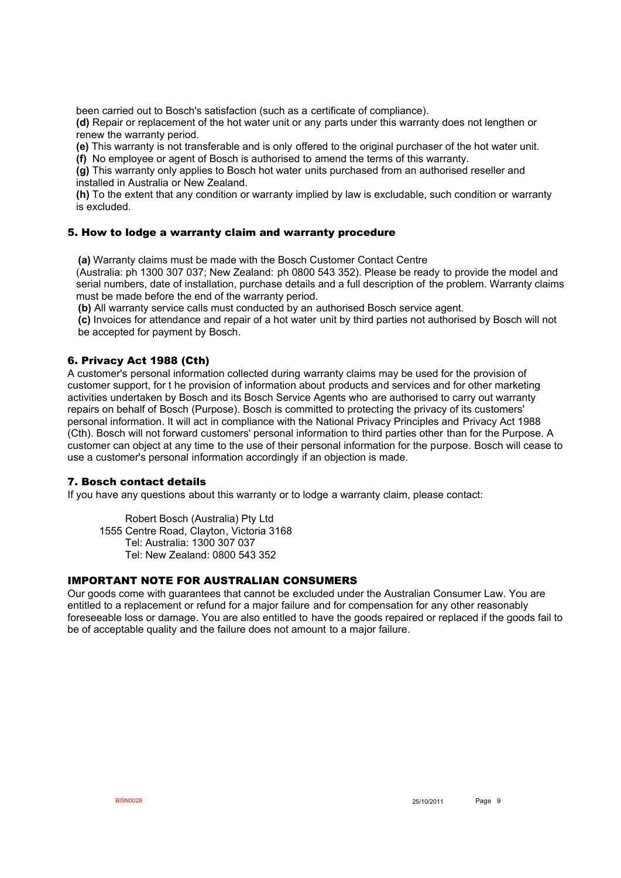been carried out to Bosch's satisfaction (such as a certificate of compliance).

**(d)** Repair or replacement of the hot water unit or any parts under this warranty does not lengthen or renew the warranty period.

**(e)** This warranty is not transferable and is only offered to the original purchaser of the hot water unit.

**(f)** No employee or agent of Bosch is authorised to amend the terms of this warranty.

**(g)** This warranty only applies to Bosch hot water units purchased from an authorised reseller and installed in Australia or New Zealand.

**(h)** To the extent that any condition or warranty implied by law is excludable, such condition or warranty is excluded.

## 5. How to lodge a warranty claim and warranty procedure

**(a)** Warranty claims must be made with the Bosch Customer Contact Centre (Australia: ph 1300 307 037; New Zealand: ph 0800 543 352). Please be ready to provide the model and serial numbers, date of installation, purchase details and a full description of the problem. Warranty claims must be made before the end of the warranty period.

**(b)** All warranty service calls must conducted by an authorised Bosch service agent.

**(c)** Invoices for attendance and repair of a hot water unit by third parties not authorised by Bosch will not be accepted for payment by Bosch.

## 6. Privacy Act 1988 (Cth)

A customer's personal information collected during warranty claims may be used for the provision of customer support, for t he provision of information about products and services and for other marketing activities undertaken by Bosch and its Bosch Service Agents who are authorised to carry out warranty repairs on behalf of Bosch (Purpose). Bosch is committed to protecting the privacy of its customers' personal information. It will act in compliance with the National Privacy Principles and Privacy Act 1988 (Cth). Bosch will not forward customers' personal information to third parties other than for the Purpose. A customer can object at any time to the use of their personal information for the purpose. Bosch will cease to use a customer's personal information accordingly if an objection is made.

## 7. Bosch contact details

If you have any questions about this warranty or to lodge a warranty claim, please contact:

Robert Bosch (Australia) Pty Ltd
1555 Centre Road, Clayton, Victoria 3168
Tel: Australia: 1300 307 037
Tel: New Zealand: 0800 543 352

## IMPORTANT NOTE FOR AUSTRALIAN CONSUMERS

Our goods come with guarantees that cannot be excluded under the Australian Consumer Law. You are entitled to a replacement or refund for a major failure and for compensation for any other reasonably foreseeable loss or damage. You are also entitled to have the goods repaired or replaced if the goods fail to be of acceptable quality and the failure does not amount to a major failure.

BISN0029 25/10/2011